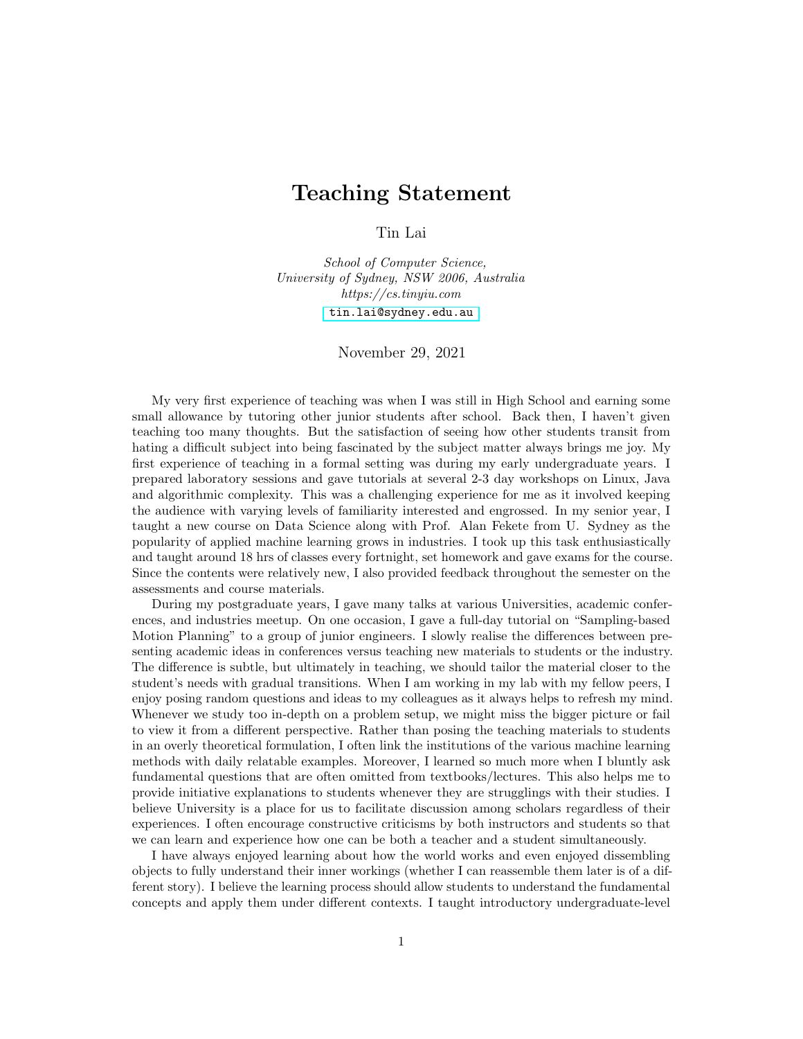# Teaching Statement

Tin Lai

*School of Computer Science,*
*University of Sydney, NSW 2006, Australia*
*https://cs.tinyiu.com*
tin.lai@sydney.edu.au

November 29, 2021

My very first experience of teaching was when I was still in High School and earning some small allowance by tutoring other junior students after school. Back then, I haven't given teaching too many thoughts. But the satisfaction of seeing how other students transit from hating a difficult subject into being fascinated by the subject matter always brings me joy. My first experience of teaching in a formal setting was during my early undergraduate years. I prepared laboratory sessions and gave tutorials at several 2-3 day workshops on Linux, Java and algorithmic complexity. This was a challenging experience for me as it involved keeping the audience with varying levels of familiarity interested and engrossed. In my senior year, I taught a new course on Data Science along with Prof. Alan Fekete from U. Sydney as the popularity of applied machine learning grows in industries. I took up this task enthusiastically and taught around 18 hrs of classes every fortnight, set homework and gave exams for the course. Since the contents were relatively new, I also provided feedback throughout the semester on the assessments and course materials.

During my postgraduate years, I gave many talks at various Universities, academic conferences, and industries meetup. On one occasion, I gave a full-day tutorial on "Sampling-based Motion Planning" to a group of junior engineers. I slowly realise the differences between presenting academic ideas in conferences versus teaching new materials to students or the industry. The difference is subtle, but ultimately in teaching, we should tailor the material closer to the student's needs with gradual transitions. When I am working in my lab with my fellow peers, I enjoy posing random questions and ideas to my colleagues as it always helps to refresh my mind. Whenever we study too in-depth on a problem setup, we might miss the bigger picture or fail to view it from a different perspective. Rather than posing the teaching materials to students in an overly theoretical formulation, I often link the institutions of the various machine learning methods with daily relatable examples. Moreover, I learned so much more when I bluntly ask fundamental questions that are often omitted from textbooks/lectures. This also helps me to provide initiative explanations to students whenever they are strugglings with their studies. I believe University is a place for us to facilitate discussion among scholars regardless of their experiences. I often encourage constructive criticisms by both instructors and students so that we can learn and experience how one can be both a teacher and a student simultaneously.

I have always enjoyed learning about how the world works and even enjoyed dissembling objects to fully understand their inner workings (whether I can reassemble them later is of a different story). I believe the learning process should allow students to understand the fundamental concepts and apply them under different contexts. I taught introductory undergraduate-level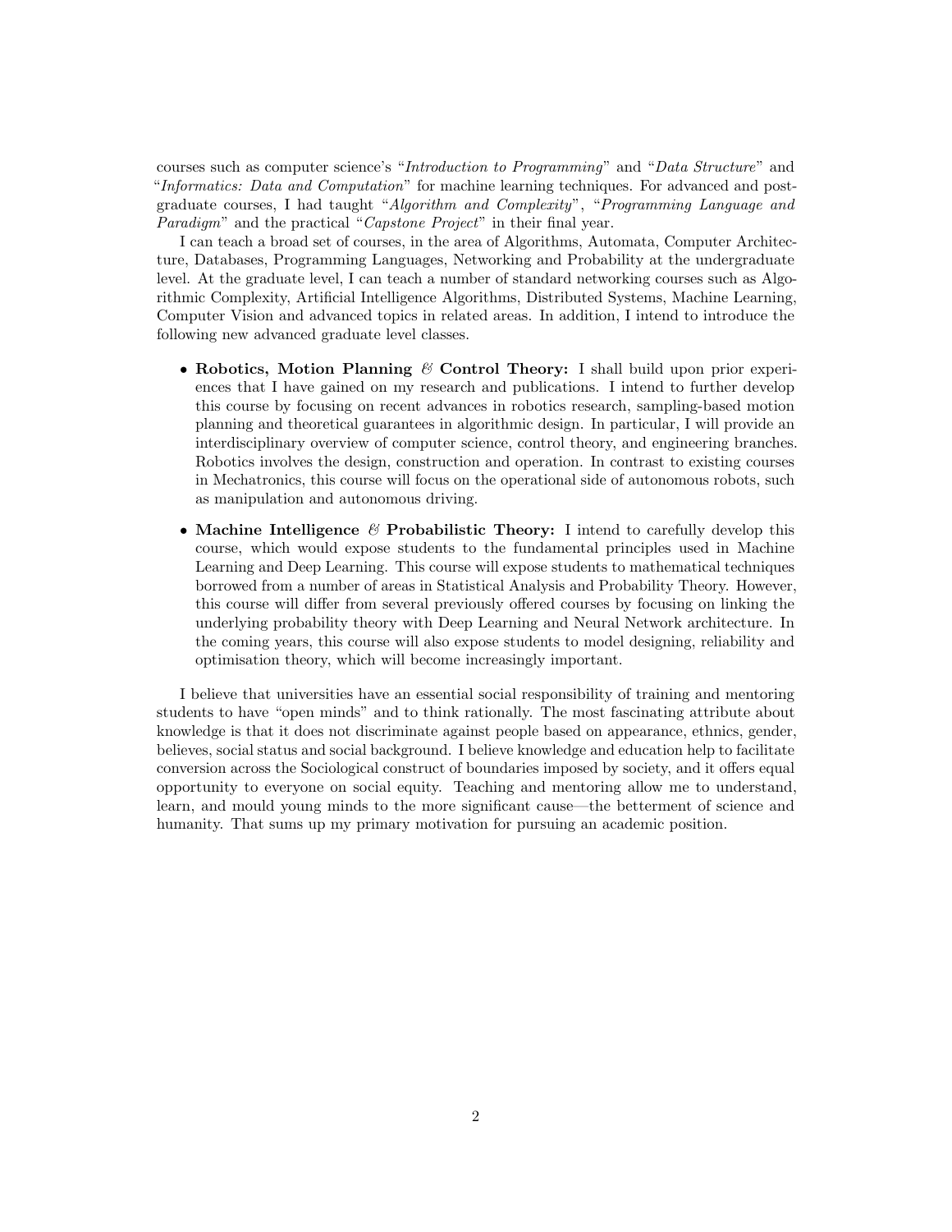courses such as computer science's "*Introduction to Programming*" and "*Data Structure*" and "*Informatics: Data and Computation*" for machine learning techniques. For advanced and post-graduate courses, I had taught "*Algorithm and Complexity*", "*Programming Language and Paradigm*" and the practical "*Capstone Project*" in their final year.

I can teach a broad set of courses, in the area of Algorithms, Automata, Computer Architecture, Databases, Programming Languages, Networking and Probability at the undergraduate level. At the graduate level, I can teach a number of standard networking courses such as Algorithmic Complexity, Artificial Intelligence Algorithms, Distributed Systems, Machine Learning, Computer Vision and advanced topics in related areas. In addition, I intend to introduce the following new advanced graduate level classes.

- **Robotics, Motion Planning *&* Control Theory:** I shall build upon prior experiences that I have gained on my research and publications. I intend to further develop this course by focusing on recent advances in robotics research, sampling-based motion planning and theoretical guarantees in algorithmic design. In particular, I will provide an interdisciplinary overview of computer science, control theory, and engineering branches. Robotics involves the design, construction and operation. In contrast to existing courses in Mechatronics, this course will focus on the operational side of autonomous robots, such as manipulation and autonomous driving.
- **Machine Intelligence *&* Probabilistic Theory:** I intend to carefully develop this course, which would expose students to the fundamental principles used in Machine Learning and Deep Learning. This course will expose students to mathematical techniques borrowed from a number of areas in Statistical Analysis and Probability Theory. However, this course will differ from several previously offered courses by focusing on linking the underlying probability theory with Deep Learning and Neural Network architecture. In the coming years, this course will also expose students to model designing, reliability and optimisation theory, which will become increasingly important.

I believe that universities have an essential social responsibility of training and mentoring students to have "open minds" and to think rationally. The most fascinating attribute about knowledge is that it does not discriminate against people based on appearance, ethnics, gender, believes, social status and social background. I believe knowledge and education help to facilitate conversion across the Sociological construct of boundaries imposed by society, and it offers equal opportunity to everyone on social equity. Teaching and mentoring allow me to understand, learn, and mould young minds to the more significant cause—the betterment of science and humanity. That sums up my primary motivation for pursuing an academic position.